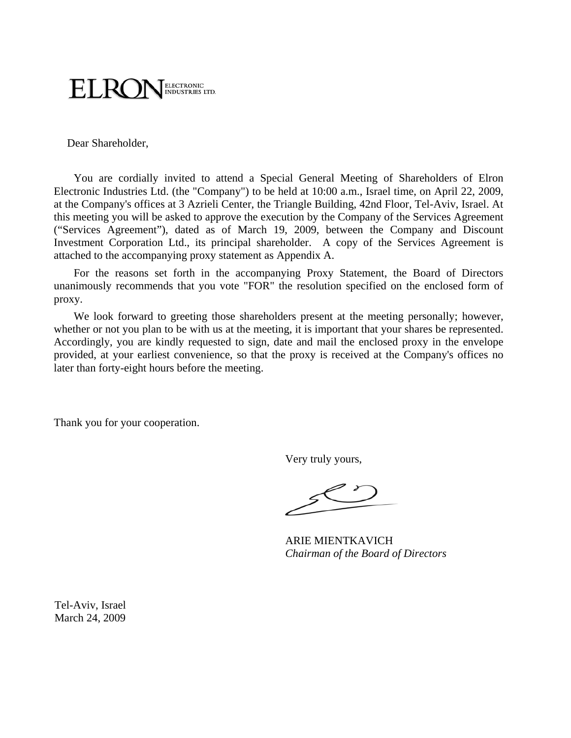**ELRON** ELECTRONIC INDUSTRIES LTD.

Dear Shareholder,

You are cordially invited to attend a Special General Meeting of Shareholders of Elron Electronic Industries Ltd. (the "Company") to be held at 10:00 a.m., Israel time, on April 22, 2009, at the Company's offices at 3 Azrieli Center, the Triangle Building, 42nd Floor, Tel-Aviv, Israel. At this meeting you will be asked to approve the execution by the Company of the Services Agreement ("Services Agreement"), dated as of March 19, 2009, between the Company and Discount Investment Corporation Ltd., its principal shareholder. A copy of the Services Agreement is attached to the accompanying proxy statement as Appendix A.

For the reasons set forth in the accompanying Proxy Statement, the Board of Directors unanimously recommends that you vote "FOR" the resolution specified on the enclosed form of proxy.

We look forward to greeting those shareholders present at the meeting personally; however, whether or not you plan to be with us at the meeting, it is important that your shares be represented. Accordingly, you are kindly requested to sign, date and mail the enclosed proxy in the envelope provided, at your earliest convenience, so that the proxy is received at the Company's offices no later than forty-eight hours before the meeting.

Thank you for your cooperation.

Very truly yours,

ARIE MIENTKAVICH
*Chairman of the Board of Directors*

Tel-Aviv, Israel
March 24, 2009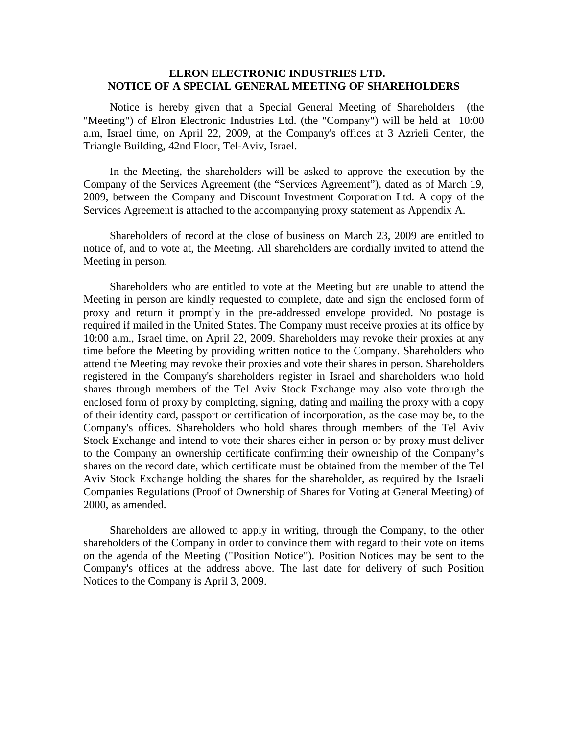# ELRON ELECTRONIC INDUSTRIES LTD.
# NOTICE OF A SPECIAL GENERAL MEETING OF SHAREHOLDERS

Notice is hereby given that a Special General Meeting of Shareholders (the "Meeting") of Elron Electronic Industries Ltd. (the "Company") will be held at 10:00 a.m, Israel time, on April 22, 2009, at the Company's offices at 3 Azrieli Center, the Triangle Building, 42nd Floor, Tel-Aviv, Israel.

In the Meeting, the shareholders will be asked to approve the execution by the Company of the Services Agreement (the "Services Agreement"), dated as of March 19, 2009, between the Company and Discount Investment Corporation Ltd. A copy of the Services Agreement is attached to the accompanying proxy statement as Appendix A.

Shareholders of record at the close of business on March 23, 2009 are entitled to notice of, and to vote at, the Meeting. All shareholders are cordially invited to attend the Meeting in person.

Shareholders who are entitled to vote at the Meeting but are unable to attend the Meeting in person are kindly requested to complete, date and sign the enclosed form of proxy and return it promptly in the pre-addressed envelope provided. No postage is required if mailed in the United States. The Company must receive proxies at its office by 10:00 a.m., Israel time, on April 22, 2009. Shareholders may revoke their proxies at any time before the Meeting by providing written notice to the Company. Shareholders who attend the Meeting may revoke their proxies and vote their shares in person. Shareholders registered in the Company's shareholders register in Israel and shareholders who hold shares through members of the Tel Aviv Stock Exchange may also vote through the enclosed form of proxy by completing, signing, dating and mailing the proxy with a copy of their identity card, passport or certification of incorporation, as the case may be, to the Company's offices. Shareholders who hold shares through members of the Tel Aviv Stock Exchange and intend to vote their shares either in person or by proxy must deliver to the Company an ownership certificate confirming their ownership of the Company's shares on the record date, which certificate must be obtained from the member of the Tel Aviv Stock Exchange holding the shares for the shareholder, as required by the Israeli Companies Regulations (Proof of Ownership of Shares for Voting at General Meeting) of 2000, as amended.

Shareholders are allowed to apply in writing, through the Company, to the other shareholders of the Company in order to convince them with regard to their vote on items on the agenda of the Meeting ("Position Notice"). Position Notices may be sent to the Company's offices at the address above. The last date for delivery of such Position Notices to the Company is April 3, 2009.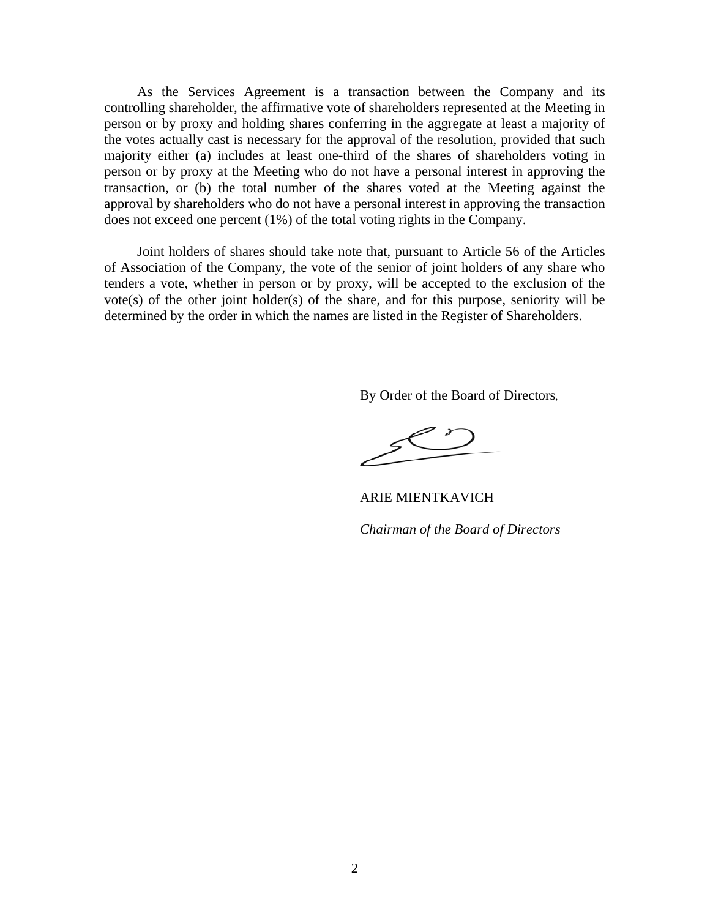As the Services Agreement is a transaction between the Company and its controlling shareholder, the affirmative vote of shareholders represented at the Meeting in person or by proxy and holding shares conferring in the aggregate at least a majority of the votes actually cast is necessary for the approval of the resolution, provided that such majority either (a) includes at least one-third of the shares of shareholders voting in person or by proxy at the Meeting who do not have a personal interest in approving the transaction, or (b) the total number of the shares voted at the Meeting against the approval by shareholders who do not have a personal interest in approving the transaction does not exceed one percent (1%) of the total voting rights in the Company.

Joint holders of shares should take note that, pursuant to Article 56 of the Articles of Association of the Company, the vote of the senior of joint holders of any share who tenders a vote, whether in person or by proxy, will be accepted to the exclusion of the vote(s) of the other joint holder(s) of the share, and for this purpose, seniority will be determined by the order in which the names are listed in the Register of Shareholders.

By Order of the Board of Directors,

ARIE MIENTKAVICH

*Chairman of the Board of Directors*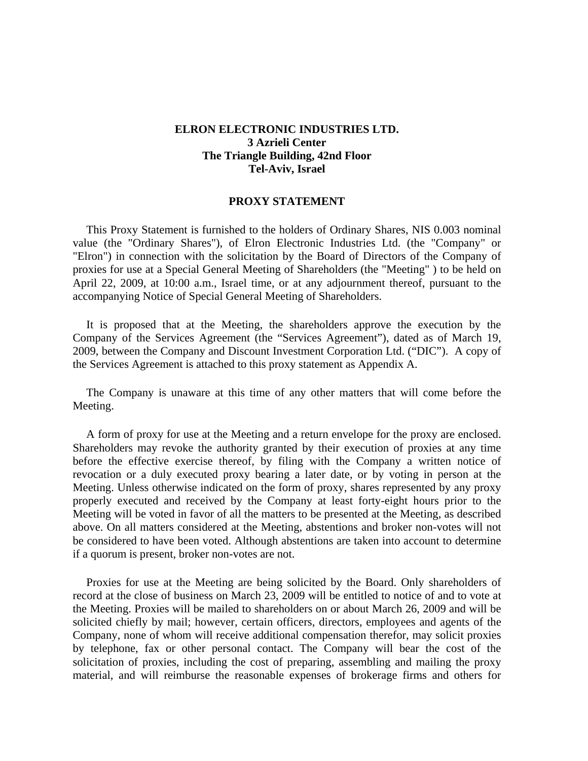**ELRON ELECTRONIC INDUSTRIES LTD.**
**3 Azrieli Center**
**The Triangle Building, 42nd Floor**
**Tel-Aviv, Israel**

# PROXY STATEMENT

This Proxy Statement is furnished to the holders of Ordinary Shares, NIS 0.003 nominal value (the "Ordinary Shares"), of Elron Electronic Industries Ltd. (the "Company" or "Elron") in connection with the solicitation by the Board of Directors of the Company of proxies for use at a Special General Meeting of Shareholders (the "Meeting" ) to be held on April 22, 2009, at 10:00 a.m., Israel time, or at any adjournment thereof, pursuant to the accompanying Notice of Special General Meeting of Shareholders.

It is proposed that at the Meeting, the shareholders approve the execution by the Company of the Services Agreement (the "Services Agreement"), dated as of March 19, 2009, between the Company and Discount Investment Corporation Ltd. ("DIC"). A copy of the Services Agreement is attached to this proxy statement as Appendix A.

The Company is unaware at this time of any other matters that will come before the Meeting.

A form of proxy for use at the Meeting and a return envelope for the proxy are enclosed. Shareholders may revoke the authority granted by their execution of proxies at any time before the effective exercise thereof, by filing with the Company a written notice of revocation or a duly executed proxy bearing a later date, or by voting in person at the Meeting. Unless otherwise indicated on the form of proxy, shares represented by any proxy properly executed and received by the Company at least forty-eight hours prior to the Meeting will be voted in favor of all the matters to be presented at the Meeting, as described above. On all matters considered at the Meeting, abstentions and broker non-votes will not be considered to have been voted. Although abstentions are taken into account to determine if a quorum is present, broker non-votes are not.

Proxies for use at the Meeting are being solicited by the Board. Only shareholders of record at the close of business on March 23, 2009 will be entitled to notice of and to vote at the Meeting. Proxies will be mailed to shareholders on or about March 26, 2009 and will be solicited chiefly by mail; however, certain officers, directors, employees and agents of the Company, none of whom will receive additional compensation therefor, may solicit proxies by telephone, fax or other personal contact. The Company will bear the cost of the solicitation of proxies, including the cost of preparing, assembling and mailing the proxy material, and will reimburse the reasonable expenses of brokerage firms and others for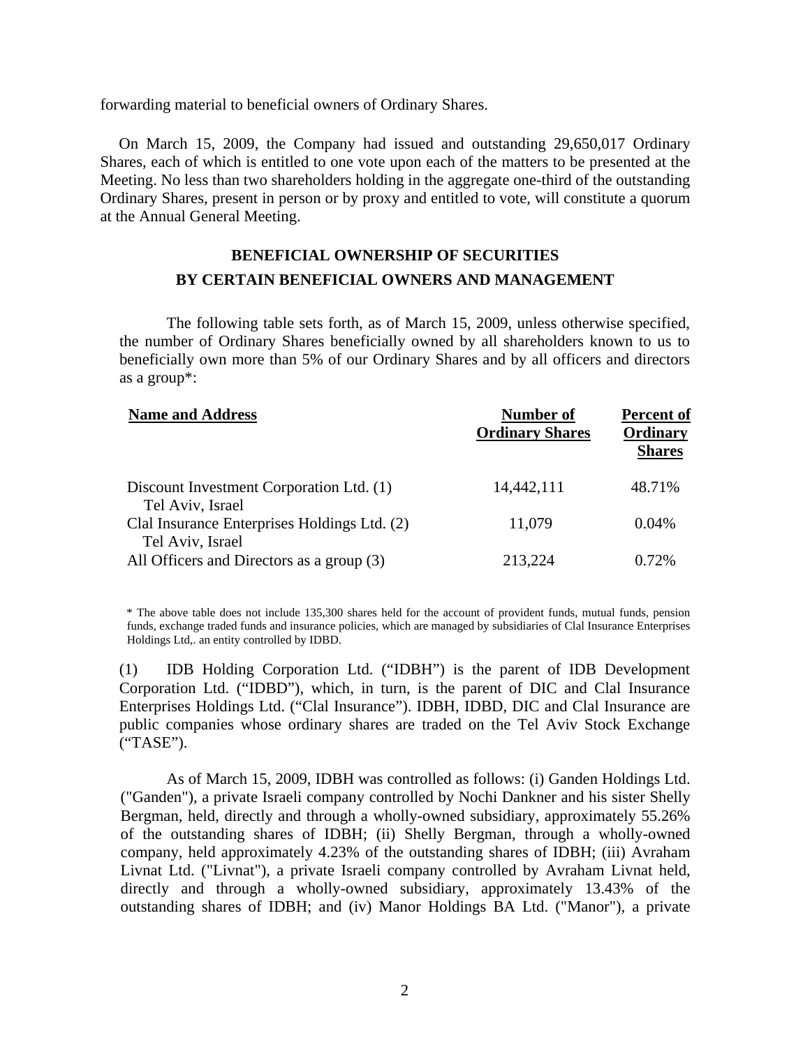forwarding material to beneficial owners of Ordinary Shares.

On March 15, 2009, the Company had issued and outstanding 29,650,017 Ordinary Shares, each of which is entitled to one vote upon each of the matters to be presented at the Meeting. No less than two shareholders holding in the aggregate one-third of the outstanding Ordinary Shares, present in person or by proxy and entitled to vote, will constitute a quorum at the Annual General Meeting.

## BENEFICIAL OWNERSHIP OF SECURITIES BY CERTAIN BENEFICIAL OWNERS AND MANAGEMENT

The following table sets forth, as of March 15, 2009, unless otherwise specified, the number of Ordinary Shares beneficially owned by all shareholders known to us to beneficially own more than 5% of our Ordinary Shares and by all officers and directors as a group*:

| Name and Address | Number of Ordinary Shares | Percent of Ordinary Shares |
|---|---|---|
| Discount Investment Corporation Ltd. (1) Tel Aviv, Israel | 14,442,111 | 48.71% |
| Clal Insurance Enterprises Holdings Ltd. (2) Tel Aviv, Israel | 11,079 | 0.04% |
| All Officers and Directors as a group (3) | 213,224 | 0.72% |

* The above table does not include 135,300 shares held for the account of provident funds, mutual funds, pension funds, exchange traded funds and insurance policies, which are managed by subsidiaries of Clal Insurance Enterprises Holdings Ltd,. an entity controlled by IDBD.

(1) IDB Holding Corporation Ltd. ("IDBH") is the parent of IDB Development Corporation Ltd. ("IDBD"), which, in turn, is the parent of DIC and Clal Insurance Enterprises Holdings Ltd. ("Clal Insurance"). IDBH, IDBD, DIC and Clal Insurance are public companies whose ordinary shares are traded on the Tel Aviv Stock Exchange ("TASE").

As of March 15, 2009, IDBH was controlled as follows: (i) Ganden Holdings Ltd. ("Ganden"), a private Israeli company controlled by Nochi Dankner and his sister Shelly Bergman, held, directly and through a wholly-owned subsidiary, approximately 55.26% of the outstanding shares of IDBH; (ii) Shelly Bergman, through a wholly-owned company, held approximately 4.23% of the outstanding shares of IDBH; (iii) Avraham Livnat Ltd. ("Livnat"), a private Israeli company controlled by Avraham Livnat held, directly and through a wholly-owned subsidiary, approximately 13.43% of the outstanding shares of IDBH; and (iv) Manor Holdings BA Ltd. ("Manor"), a private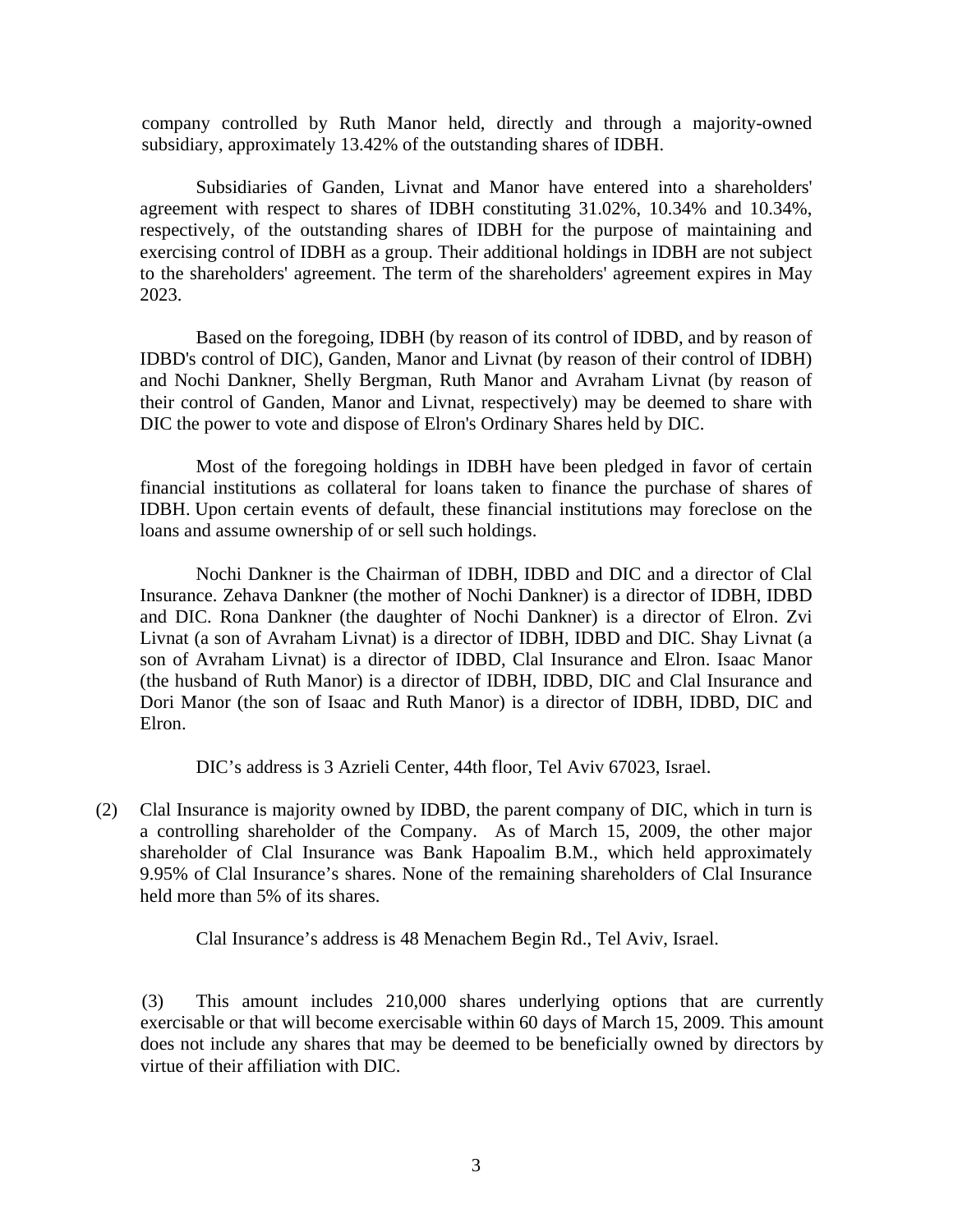company controlled by Ruth Manor held, directly and through a majority-owned subsidiary, approximately 13.42% of the outstanding shares of IDBH.

Subsidiaries of Ganden, Livnat and Manor have entered into a shareholders' agreement with respect to shares of IDBH constituting 31.02%, 10.34% and 10.34%, respectively, of the outstanding shares of IDBH for the purpose of maintaining and exercising control of IDBH as a group. Their additional holdings in IDBH are not subject to the shareholders' agreement. The term of the shareholders' agreement expires in May 2023.

Based on the foregoing, IDBH (by reason of its control of IDBD, and by reason of IDBD's control of DIC), Ganden, Manor and Livnat (by reason of their control of IDBH) and Nochi Dankner, Shelly Bergman, Ruth Manor and Avraham Livnat (by reason of their control of Ganden, Manor and Livnat, respectively) may be deemed to share with DIC the power to vote and dispose of Elron's Ordinary Shares held by DIC.

Most of the foregoing holdings in IDBH have been pledged in favor of certain financial institutions as collateral for loans taken to finance the purchase of shares of IDBH. Upon certain events of default, these financial institutions may foreclose on the loans and assume ownership of or sell such holdings.

Nochi Dankner is the Chairman of IDBH, IDBD and DIC and a director of Clal Insurance. Zehava Dankner (the mother of Nochi Dankner) is a director of IDBH, IDBD and DIC. Rona Dankner (the daughter of Nochi Dankner) is a director of Elron. Zvi Livnat (a son of Avraham Livnat) is a director of IDBH, IDBD and DIC. Shay Livnat (a son of Avraham Livnat) is a director of IDBD, Clal Insurance and Elron. Isaac Manor (the husband of Ruth Manor) is a director of IDBH, IDBD, DIC and Clal Insurance and Dori Manor (the son of Isaac and Ruth Manor) is a director of IDBH, IDBD, DIC and Elron.

DIC's address is 3 Azrieli Center, 44th floor, Tel Aviv 67023, Israel.

(2) Clal Insurance is majority owned by IDBD, the parent company of DIC, which in turn is a controlling shareholder of the Company. As of March 15, 2009, the other major shareholder of Clal Insurance was Bank Hapoalim B.M., which held approximately 9.95% of Clal Insurance's shares. None of the remaining shareholders of Clal Insurance held more than 5% of its shares.

Clal Insurance's address is 48 Menachem Begin Rd., Tel Aviv, Israel.

(3) This amount includes 210,000 shares underlying options that are currently exercisable or that will become exercisable within 60 days of March 15, 2009. This amount does not include any shares that may be deemed to be beneficially owned by directors by virtue of their affiliation with DIC.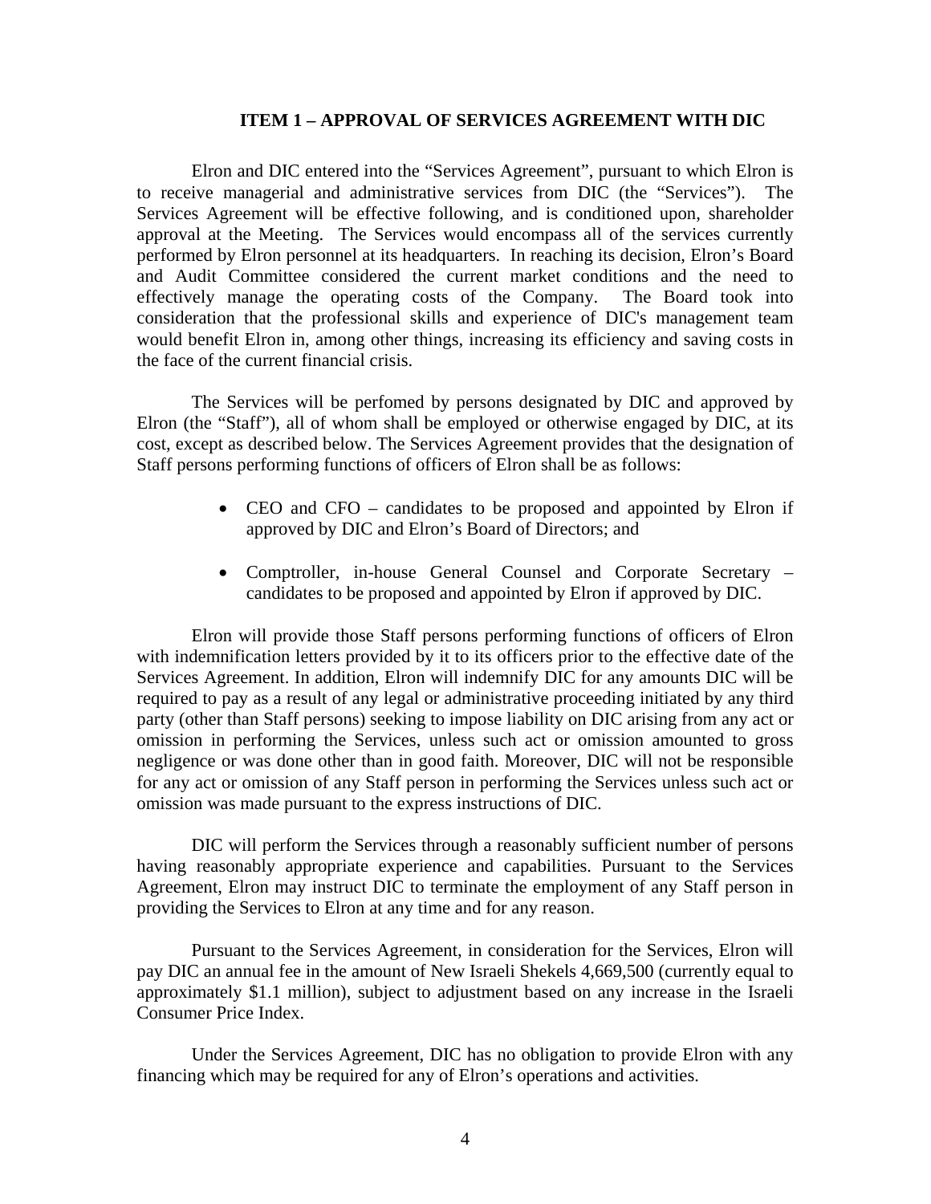## ITEM 1 – APPROVAL OF SERVICES AGREEMENT WITH DIC

Elron and DIC entered into the "Services Agreement", pursuant to which Elron is to receive managerial and administrative services from DIC (the "Services"). The Services Agreement will be effective following, and is conditioned upon, shareholder approval at the Meeting. The Services would encompass all of the services currently performed by Elron personnel at its headquarters. In reaching its decision, Elron's Board and Audit Committee considered the current market conditions and the need to effectively manage the operating costs of the Company. The Board took into consideration that the professional skills and experience of DIC's management team would benefit Elron in, among other things, increasing its efficiency and saving costs in the face of the current financial crisis.

The Services will be perfomed by persons designated by DIC and approved by Elron (the "Staff"), all of whom shall be employed or otherwise engaged by DIC, at its cost, except as described below. The Services Agreement provides that the designation of Staff persons performing functions of officers of Elron shall be as follows:

- CEO and CFO – candidates to be proposed and appointed by Elron if approved by DIC and Elron's Board of Directors; and
- Comptroller, in-house General Counsel and Corporate Secretary – candidates to be proposed and appointed by Elron if approved by DIC.

Elron will provide those Staff persons performing functions of officers of Elron with indemnification letters provided by it to its officers prior to the effective date of the Services Agreement. In addition, Elron will indemnify DIC for any amounts DIC will be required to pay as a result of any legal or administrative proceeding initiated by any third party (other than Staff persons) seeking to impose liability on DIC arising from any act or omission in performing the Services, unless such act or omission amounted to gross negligence or was done other than in good faith. Moreover, DIC will not be responsible for any act or omission of any Staff person in performing the Services unless such act or omission was made pursuant to the express instructions of DIC.

DIC will perform the Services through a reasonably sufficient number of persons having reasonably appropriate experience and capabilities. Pursuant to the Services Agreement, Elron may instruct DIC to terminate the employment of any Staff person in providing the Services to Elron at any time and for any reason.

Pursuant to the Services Agreement, in consideration for the Services, Elron will pay DIC an annual fee in the amount of New Israeli Shekels 4,669,500 (currently equal to approximately $1.1 million), subject to adjustment based on any increase in the Israeli Consumer Price Index.

Under the Services Agreement, DIC has no obligation to provide Elron with any financing which may be required for any of Elron's operations and activities.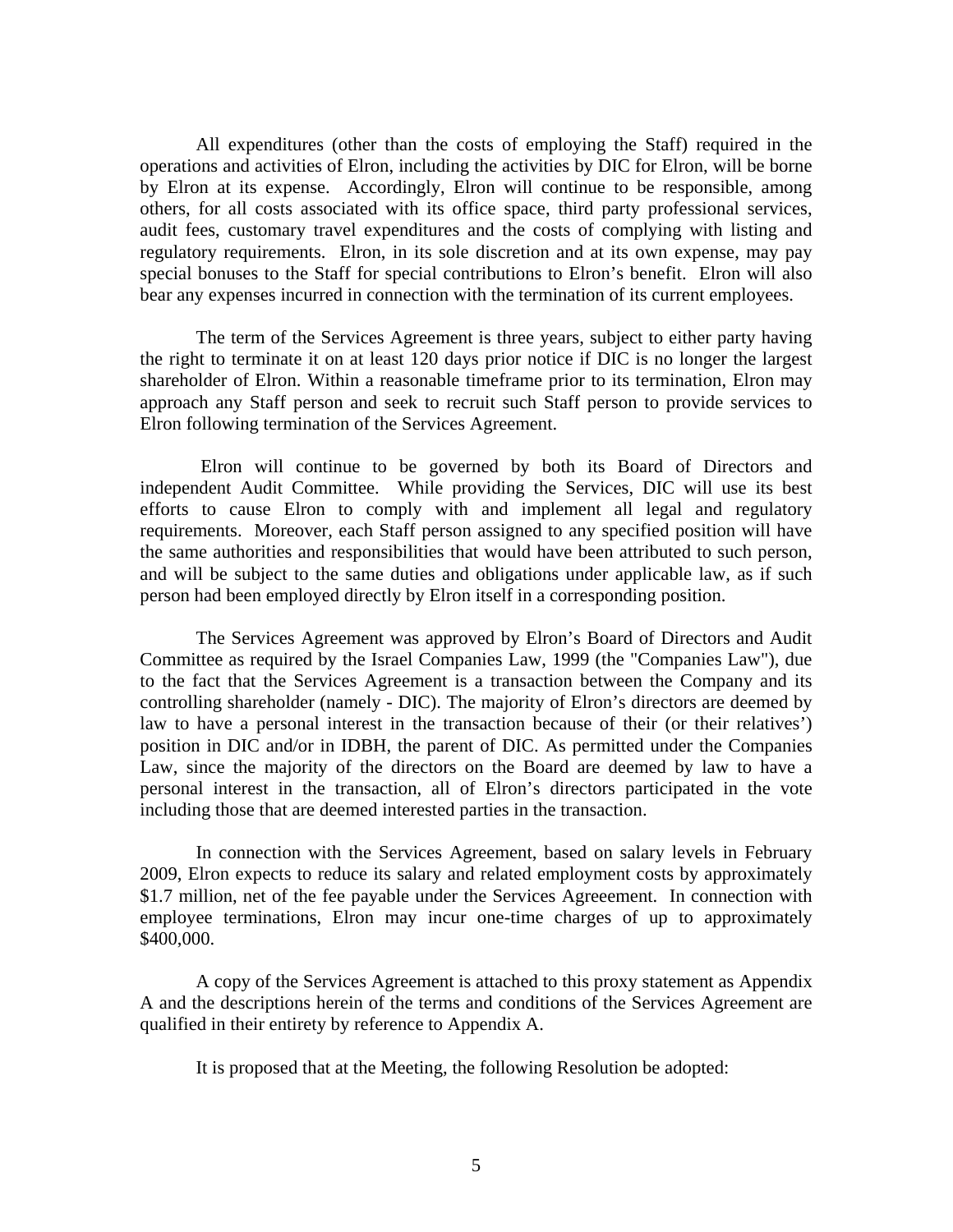All expenditures (other than the costs of employing the Staff) required in the operations and activities of Elron, including the activities by DIC for Elron, will be borne by Elron at its expense. Accordingly, Elron will continue to be responsible, among others, for all costs associated with its office space, third party professional services, audit fees, customary travel expenditures and the costs of complying with listing and regulatory requirements. Elron, in its sole discretion and at its own expense, may pay special bonuses to the Staff for special contributions to Elron's benefit. Elron will also bear any expenses incurred in connection with the termination of its current employees.

The term of the Services Agreement is three years, subject to either party having the right to terminate it on at least 120 days prior notice if DIC is no longer the largest shareholder of Elron. Within a reasonable timeframe prior to its termination, Elron may approach any Staff person and seek to recruit such Staff person to provide services to Elron following termination of the Services Agreement.

Elron will continue to be governed by both its Board of Directors and independent Audit Committee. While providing the Services, DIC will use its best efforts to cause Elron to comply with and implement all legal and regulatory requirements. Moreover, each Staff person assigned to any specified position will have the same authorities and responsibilities that would have been attributed to such person, and will be subject to the same duties and obligations under applicable law, as if such person had been employed directly by Elron itself in a corresponding position.

The Services Agreement was approved by Elron's Board of Directors and Audit Committee as required by the Israel Companies Law, 1999 (the "Companies Law"), due to the fact that the Services Agreement is a transaction between the Company and its controlling shareholder (namely - DIC). The majority of Elron's directors are deemed by law to have a personal interest in the transaction because of their (or their relatives') position in DIC and/or in IDBH, the parent of DIC. As permitted under the Companies Law, since the majority of the directors on the Board are deemed by law to have a personal interest in the transaction, all of Elron's directors participated in the vote including those that are deemed interested parties in the transaction.

In connection with the Services Agreement, based on salary levels in February 2009, Elron expects to reduce its salary and related employment costs by approximately $1.7 million, net of the fee payable under the Services Agreeement. In connection with employee terminations, Elron may incur one-time charges of up to approximately $400,000.

A copy of the Services Agreement is attached to this proxy statement as Appendix A and the descriptions herein of the terms and conditions of the Services Agreement are qualified in their entirety by reference to Appendix A.

It is proposed that at the Meeting, the following Resolution be adopted: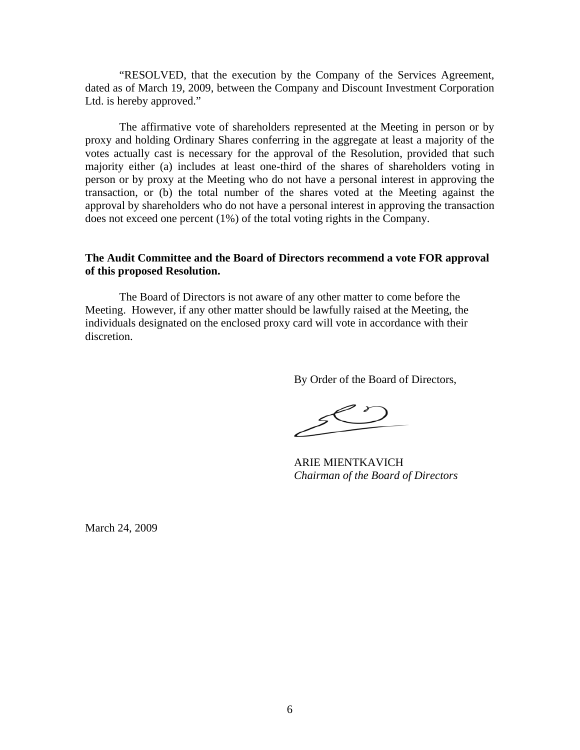"RESOLVED, that the execution by the Company of the Services Agreement, dated as of March 19, 2009, between the Company and Discount Investment Corporation Ltd. is hereby approved."

The affirmative vote of shareholders represented at the Meeting in person or by proxy and holding Ordinary Shares conferring in the aggregate at least a majority of the votes actually cast is necessary for the approval of the Resolution, provided that such majority either (a) includes at least one-third of the shares of shareholders voting in person or by proxy at the Meeting who do not have a personal interest in approving the transaction, or (b) the total number of the shares voted at the Meeting against the approval by shareholders who do not have a personal interest in approving the transaction does not exceed one percent (1%) of the total voting rights in the Company.

**The Audit Committee and the Board of Directors recommend a vote FOR approval of this proposed Resolution.**

The Board of Directors is not aware of any other matter to come before the Meeting. However, if any other matter should be lawfully raised at the Meeting, the individuals designated on the enclosed proxy card will vote in accordance with their discretion.

By Order of the Board of Directors,

ARIE MIENTKAVICH
*Chairman of the Board of Directors*

March 24, 2009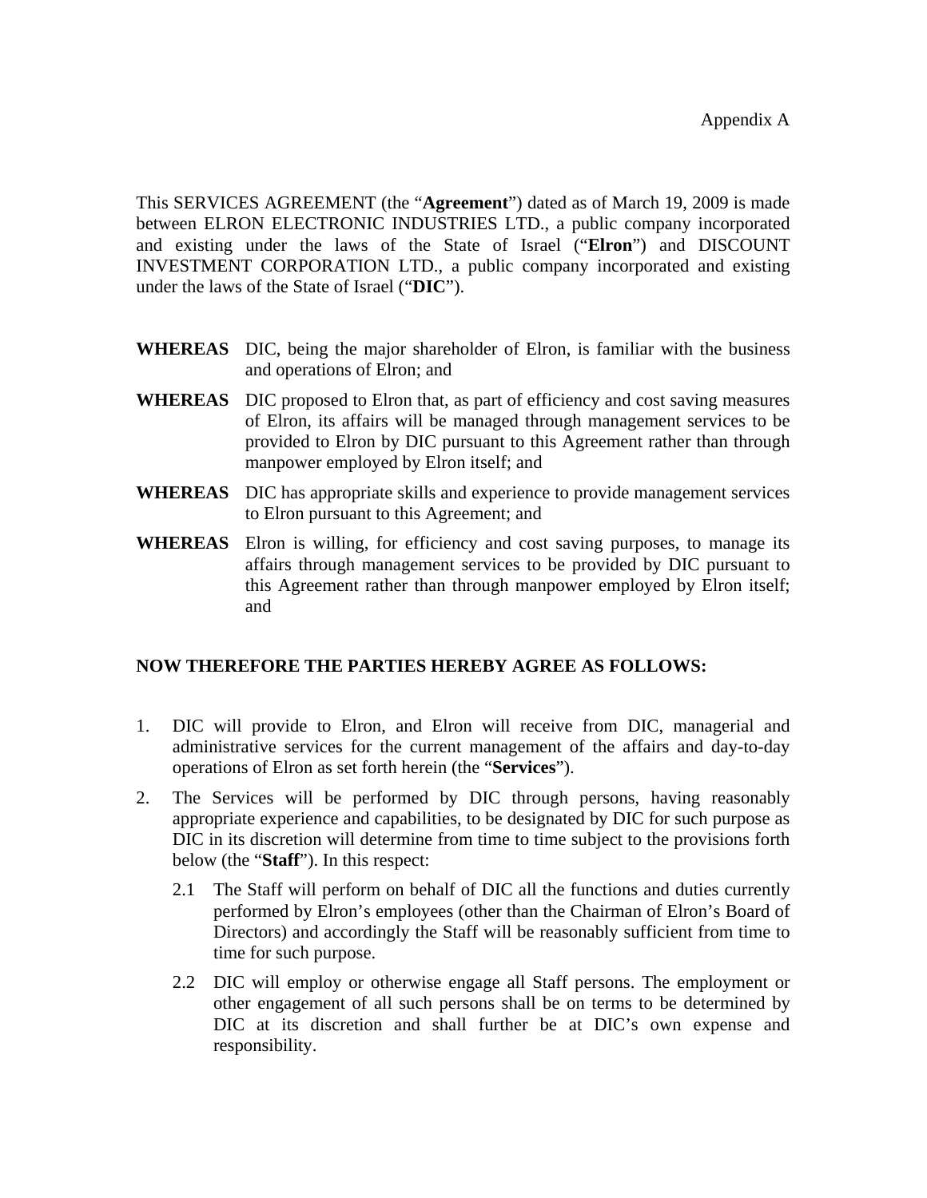Appendix A

This SERVICES AGREEMENT (the "**Agreement**") dated as of March 19, 2009 is made between ELRON ELECTRONIC INDUSTRIES LTD., a public company incorporated and existing under the laws of the State of Israel ("**Elron**") and DISCOUNT INVESTMENT CORPORATION LTD., a public company incorporated and existing under the laws of the State of Israel ("**DIC**").

**WHEREAS** DIC, being the major shareholder of Elron, is familiar with the business and operations of Elron; and

**WHEREAS** DIC proposed to Elron that, as part of efficiency and cost saving measures of Elron, its affairs will be managed through management services to be provided to Elron by DIC pursuant to this Agreement rather than through manpower employed by Elron itself; and

**WHEREAS** DIC has appropriate skills and experience to provide management services to Elron pursuant to this Agreement; and

**WHEREAS** Elron is willing, for efficiency and cost saving purposes, to manage its affairs through management services to be provided by DIC pursuant to this Agreement rather than through manpower employed by Elron itself; and

**NOW THEREFORE THE PARTIES HEREBY AGREE AS FOLLOWS:**

1. DIC will provide to Elron, and Elron will receive from DIC, managerial and administrative services for the current management of the affairs and day-to-day operations of Elron as set forth herein (the "**Services**").

2. The Services will be performed by DIC through persons, having reasonably appropriate experience and capabilities, to be designated by DIC for such purpose as DIC in its discretion will determine from time to time subject to the provisions forth below (the "**Staff**"). In this respect:

   2.1 The Staff will perform on behalf of DIC all the functions and duties currently performed by Elron's employees (other than the Chairman of Elron's Board of Directors) and accordingly the Staff will be reasonably sufficient from time to time for such purpose.

   2.2 DIC will employ or otherwise engage all Staff persons. The employment or other engagement of all such persons shall be on terms to be determined by DIC at its discretion and shall further be at DIC's own expense and responsibility.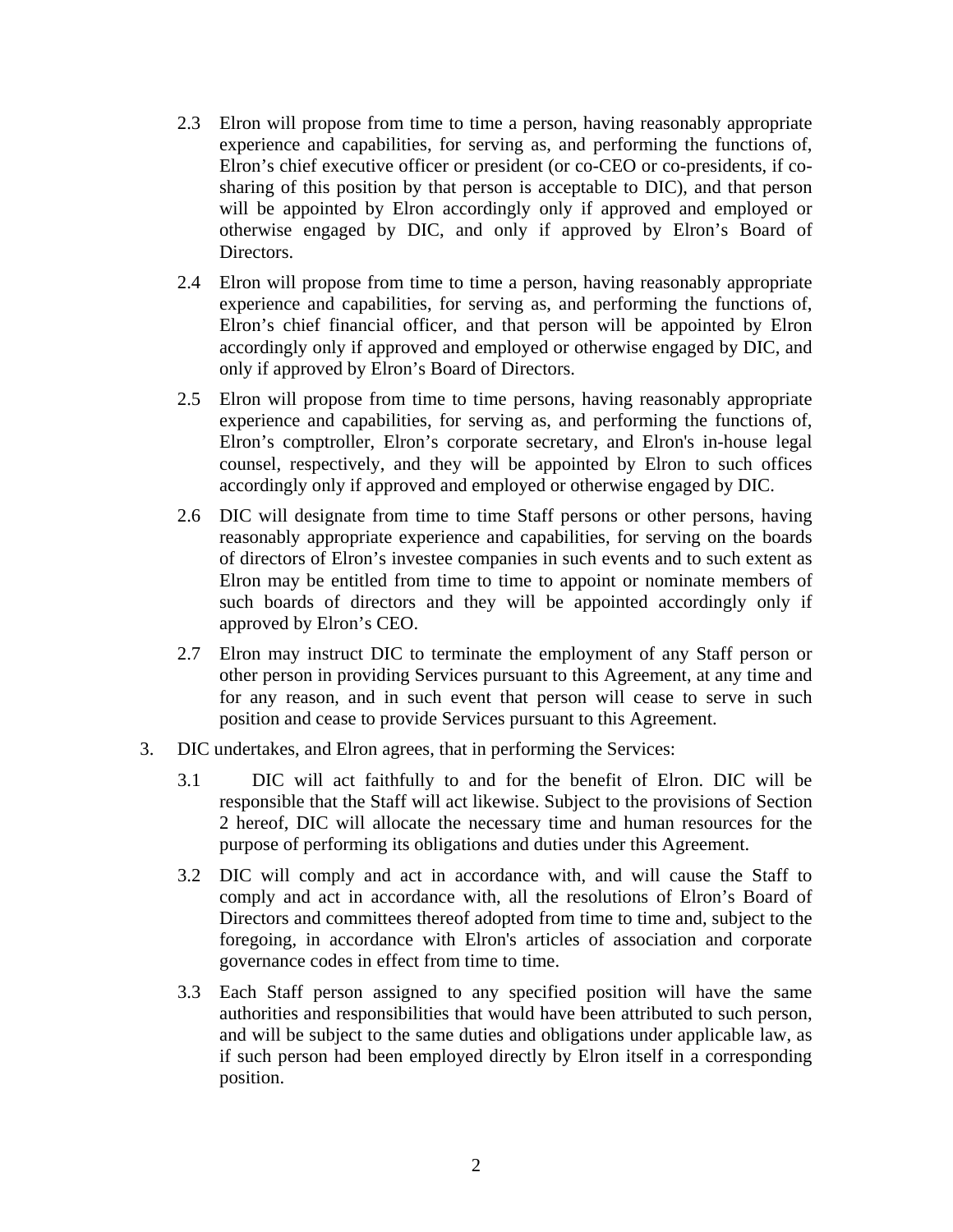2.3 Elron will propose from time to time a person, having reasonably appropriate experience and capabilities, for serving as, and performing the functions of, Elron's chief executive officer or president (or co-CEO or co-presidents, if co-sharing of this position by that person is acceptable to DIC), and that person will be appointed by Elron accordingly only if approved and employed or otherwise engaged by DIC, and only if approved by Elron's Board of Directors.

2.4 Elron will propose from time to time a person, having reasonably appropriate experience and capabilities, for serving as, and performing the functions of, Elron's chief financial officer, and that person will be appointed by Elron accordingly only if approved and employed or otherwise engaged by DIC, and only if approved by Elron's Board of Directors.

2.5 Elron will propose from time to time persons, having reasonably appropriate experience and capabilities, for serving as, and performing the functions of, Elron's comptroller, Elron's corporate secretary, and Elron's in-house legal counsel, respectively, and they will be appointed by Elron to such offices accordingly only if approved and employed or otherwise engaged by DIC.

2.6 DIC will designate from time to time Staff persons or other persons, having reasonably appropriate experience and capabilities, for serving on the boards of directors of Elron's investee companies in such events and to such extent as Elron may be entitled from time to time to appoint or nominate members of such boards of directors and they will be appointed accordingly only if approved by Elron's CEO.

2.7 Elron may instruct DIC to terminate the employment of any Staff person or other person in providing Services pursuant to this Agreement, at any time and for any reason, and in such event that person will cease to serve in such position and cease to provide Services pursuant to this Agreement.

3. DIC undertakes, and Elron agrees, that in performing the Services:

3.1 DIC will act faithfully to and for the benefit of Elron. DIC will be responsible that the Staff will act likewise. Subject to the provisions of Section 2 hereof, DIC will allocate the necessary time and human resources for the purpose of performing its obligations and duties under this Agreement.

3.2 DIC will comply and act in accordance with, and will cause the Staff to comply and act in accordance with, all the resolutions of Elron's Board of Directors and committees thereof adopted from time to time and, subject to the foregoing, in accordance with Elron's articles of association and corporate governance codes in effect from time to time.

3.3 Each Staff person assigned to any specified position will have the same authorities and responsibilities that would have been attributed to such person, and will be subject to the same duties and obligations under applicable law, as if such person had been employed directly by Elron itself in a corresponding position.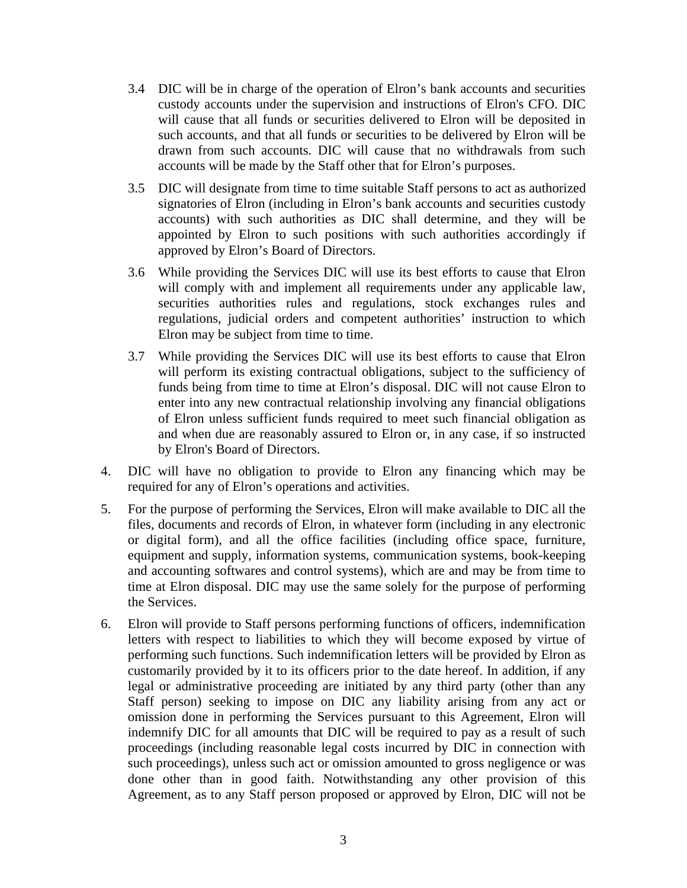3.4 DIC will be in charge of the operation of Elron's bank accounts and securities custody accounts under the supervision and instructions of Elron's CFO. DIC will cause that all funds or securities delivered to Elron will be deposited in such accounts, and that all funds or securities to be delivered by Elron will be drawn from such accounts. DIC will cause that no withdrawals from such accounts will be made by the Staff other that for Elron's purposes.

3.5 DIC will designate from time to time suitable Staff persons to act as authorized signatories of Elron (including in Elron's bank accounts and securities custody accounts) with such authorities as DIC shall determine, and they will be appointed by Elron to such positions with such authorities accordingly if approved by Elron's Board of Directors.

3.6 While providing the Services DIC will use its best efforts to cause that Elron will comply with and implement all requirements under any applicable law, securities authorities rules and regulations, stock exchanges rules and regulations, judicial orders and competent authorities' instruction to which Elron may be subject from time to time.

3.7 While providing the Services DIC will use its best efforts to cause that Elron will perform its existing contractual obligations, subject to the sufficiency of funds being from time to time at Elron's disposal. DIC will not cause Elron to enter into any new contractual relationship involving any financial obligations of Elron unless sufficient funds required to meet such financial obligation as and when due are reasonably assured to Elron or, in any case, if so instructed by Elron's Board of Directors.

4. DIC will have no obligation to provide to Elron any financing which may be required for any of Elron's operations and activities.

5. For the purpose of performing the Services, Elron will make available to DIC all the files, documents and records of Elron, in whatever form (including in any electronic or digital form), and all the office facilities (including office space, furniture, equipment and supply, information systems, communication systems, book-keeping and accounting softwares and control systems), which are and may be from time to time at Elron disposal. DIC may use the same solely for the purpose of performing the Services.

6. Elron will provide to Staff persons performing functions of officers, indemnification letters with respect to liabilities to which they will become exposed by virtue of performing such functions. Such indemnification letters will be provided by Elron as customarily provided by it to its officers prior to the date hereof. In addition, if any legal or administrative proceeding are initiated by any third party (other than any Staff person) seeking to impose on DIC any liability arising from any act or omission done in performing the Services pursuant to this Agreement, Elron will indemnify DIC for all amounts that DIC will be required to pay as a result of such proceedings (including reasonable legal costs incurred by DIC in connection with such proceedings), unless such act or omission amounted to gross negligence or was done other than in good faith. Notwithstanding any other provision of this Agreement, as to any Staff person proposed or approved by Elron, DIC will not be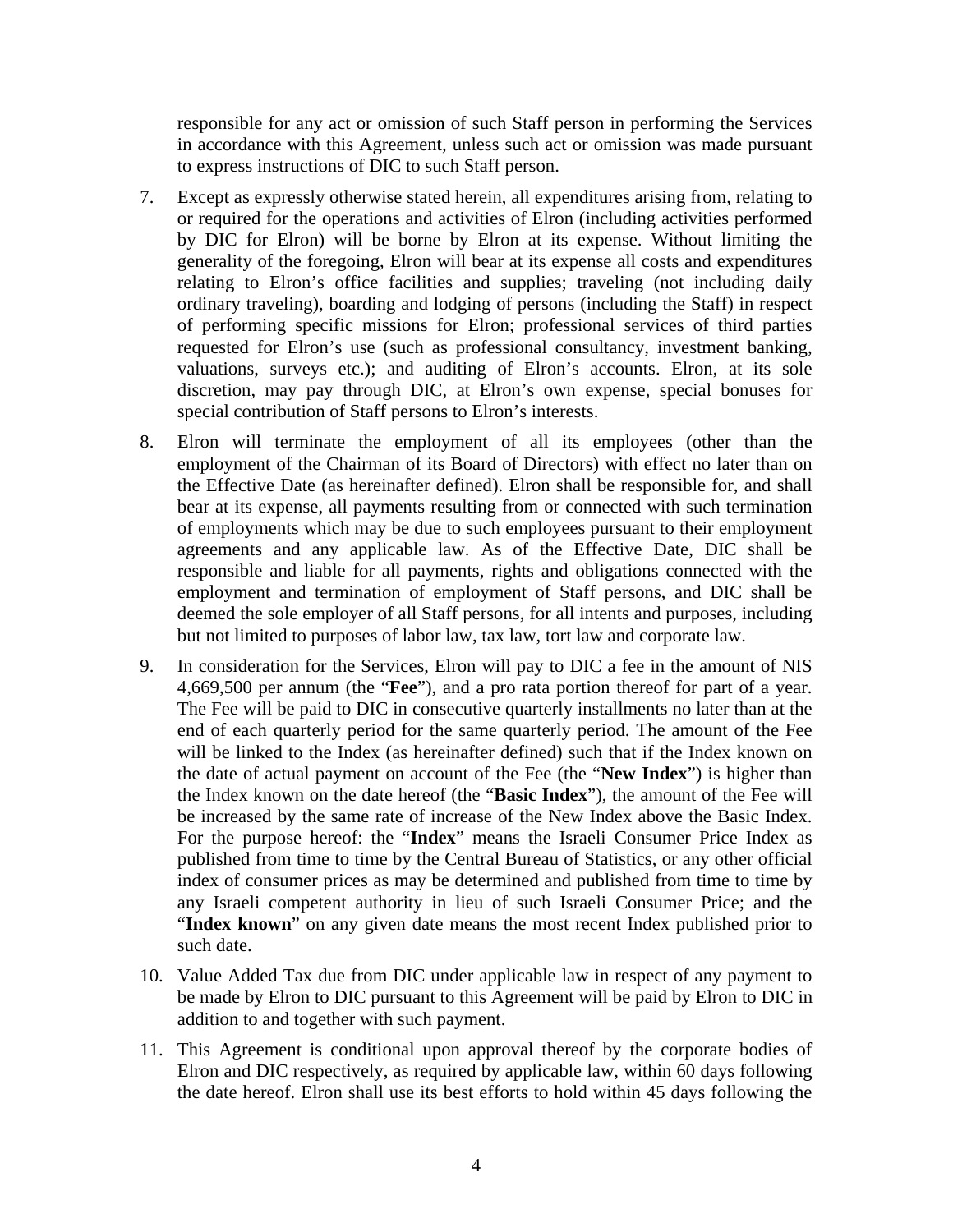responsible for any act or omission of such Staff person in performing the Services in accordance with this Agreement, unless such act or omission was made pursuant to express instructions of DIC to such Staff person.

7. Except as expressly otherwise stated herein, all expenditures arising from, relating to or required for the operations and activities of Elron (including activities performed by DIC for Elron) will be borne by Elron at its expense. Without limiting the generality of the foregoing, Elron will bear at its expense all costs and expenditures relating to Elron's office facilities and supplies; traveling (not including daily ordinary traveling), boarding and lodging of persons (including the Staff) in respect of performing specific missions for Elron; professional services of third parties requested for Elron's use (such as professional consultancy, investment banking, valuations, surveys etc.); and auditing of Elron's accounts. Elron, at its sole discretion, may pay through DIC, at Elron's own expense, special bonuses for special contribution of Staff persons to Elron's interests.

8. Elron will terminate the employment of all its employees (other than the employment of the Chairman of its Board of Directors) with effect no later than on the Effective Date (as hereinafter defined). Elron shall be responsible for, and shall bear at its expense, all payments resulting from or connected with such termination of employments which may be due to such employees pursuant to their employment agreements and any applicable law. As of the Effective Date, DIC shall be responsible and liable for all payments, rights and obligations connected with the employment and termination of employment of Staff persons, and DIC shall be deemed the sole employer of all Staff persons, for all intents and purposes, including but not limited to purposes of labor law, tax law, tort law and corporate law.

9. In consideration for the Services, Elron will pay to DIC a fee in the amount of NIS 4,669,500 per annum (the "**Fee**"), and a pro rata portion thereof for part of a year. The Fee will be paid to DIC in consecutive quarterly installments no later than at the end of each quarterly period for the same quarterly period. The amount of the Fee will be linked to the Index (as hereinafter defined) such that if the Index known on the date of actual payment on account of the Fee (the "**New Index**") is higher than the Index known on the date hereof (the "**Basic Index**"), the amount of the Fee will be increased by the same rate of increase of the New Index above the Basic Index. For the purpose hereof: the "**Index**" means the Israeli Consumer Price Index as published from time to time by the Central Bureau of Statistics, or any other official index of consumer prices as may be determined and published from time to time by any Israeli competent authority in lieu of such Israeli Consumer Price; and the "**Index known**" on any given date means the most recent Index published prior to such date.

10. Value Added Tax due from DIC under applicable law in respect of any payment to be made by Elron to DIC pursuant to this Agreement will be paid by Elron to DIC in addition to and together with such payment.

11. This Agreement is conditional upon approval thereof by the corporate bodies of Elron and DIC respectively, as required by applicable law, within 60 days following the date hereof. Elron shall use its best efforts to hold within 45 days following the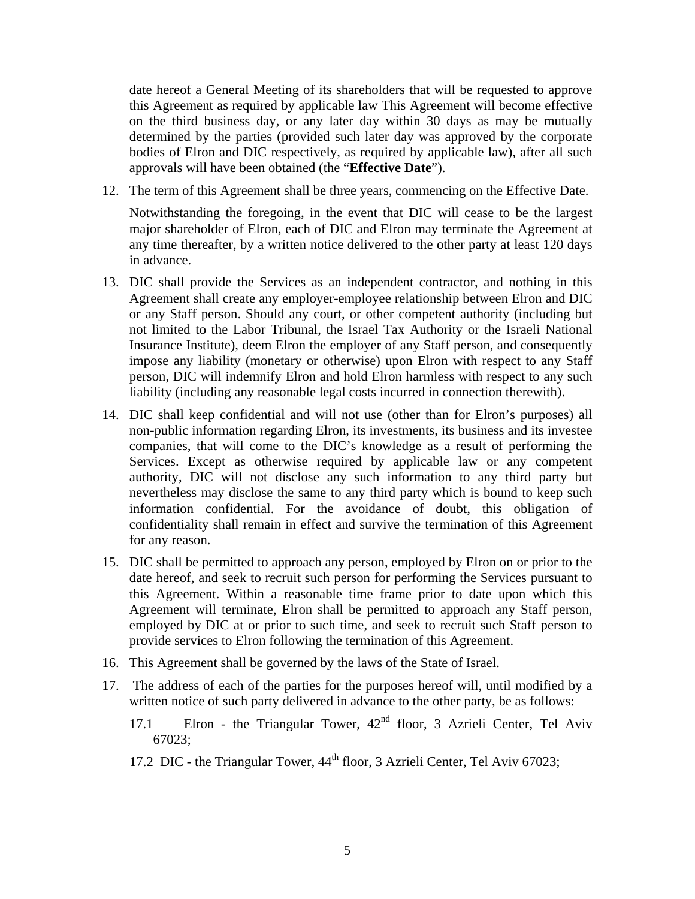date hereof a General Meeting of its shareholders that will be requested to approve this Agreement as required by applicable law This Agreement will become effective on the third business day, or any later day within 30 days as may be mutually determined by the parties (provided such later day was approved by the corporate bodies of Elron and DIC respectively, as required by applicable law), after all such approvals will have been obtained (the "**Effective Date**").

12. The term of this Agreement shall be three years, commencing on the Effective Date.

    Notwithstanding the foregoing, in the event that DIC will cease to be the largest major shareholder of Elron, each of DIC and Elron may terminate the Agreement at any time thereafter, by a written notice delivered to the other party at least 120 days in advance.

13. DIC shall provide the Services as an independent contractor, and nothing in this Agreement shall create any employer-employee relationship between Elron and DIC or any Staff person. Should any court, or other competent authority (including but not limited to the Labor Tribunal, the Israel Tax Authority or the Israeli National Insurance Institute), deem Elron the employer of any Staff person, and consequently impose any liability (monetary or otherwise) upon Elron with respect to any Staff person, DIC will indemnify Elron and hold Elron harmless with respect to any such liability (including any reasonable legal costs incurred in connection therewith).

14. DIC shall keep confidential and will not use (other than for Elron's purposes) all non-public information regarding Elron, its investments, its business and its investee companies, that will come to the DIC's knowledge as a result of performing the Services. Except as otherwise required by applicable law or any competent authority, DIC will not disclose any such information to any third party but nevertheless may disclose the same to any third party which is bound to keep such information confidential. For the avoidance of doubt, this obligation of confidentiality shall remain in effect and survive the termination of this Agreement for any reason.

15. DIC shall be permitted to approach any person, employed by Elron on or prior to the date hereof, and seek to recruit such person for performing the Services pursuant to this Agreement. Within a reasonable time frame prior to date upon which this Agreement will terminate, Elron shall be permitted to approach any Staff person, employed by DIC at or prior to such time, and seek to recruit such Staff person to provide services to Elron following the termination of this Agreement.

16. This Agreement shall be governed by the laws of the State of Israel.

17. The address of each of the parties for the purposes hereof will, until modified by a written notice of such party delivered in advance to the other party, be as follows:

    17.1 Elron - the Triangular Tower, 42nd floor, 3 Azrieli Center, Tel Aviv 67023;

    17.2 DIC - the Triangular Tower, 44th floor, 3 Azrieli Center, Tel Aviv 67023;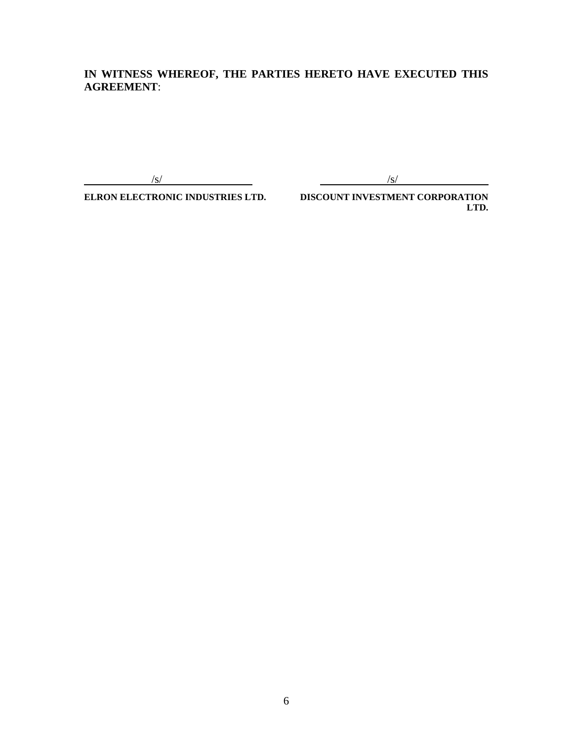**IN WITNESS WHEREOF, THE PARTIES HERETO HAVE EXECUTED THIS AGREEMENT**:

| /s/ | /s/ |
|---|---|
| **ELRON ELECTRONIC INDUSTRIES LTD.** | **DISCOUNT INVESTMENT CORPORATION LTD.** |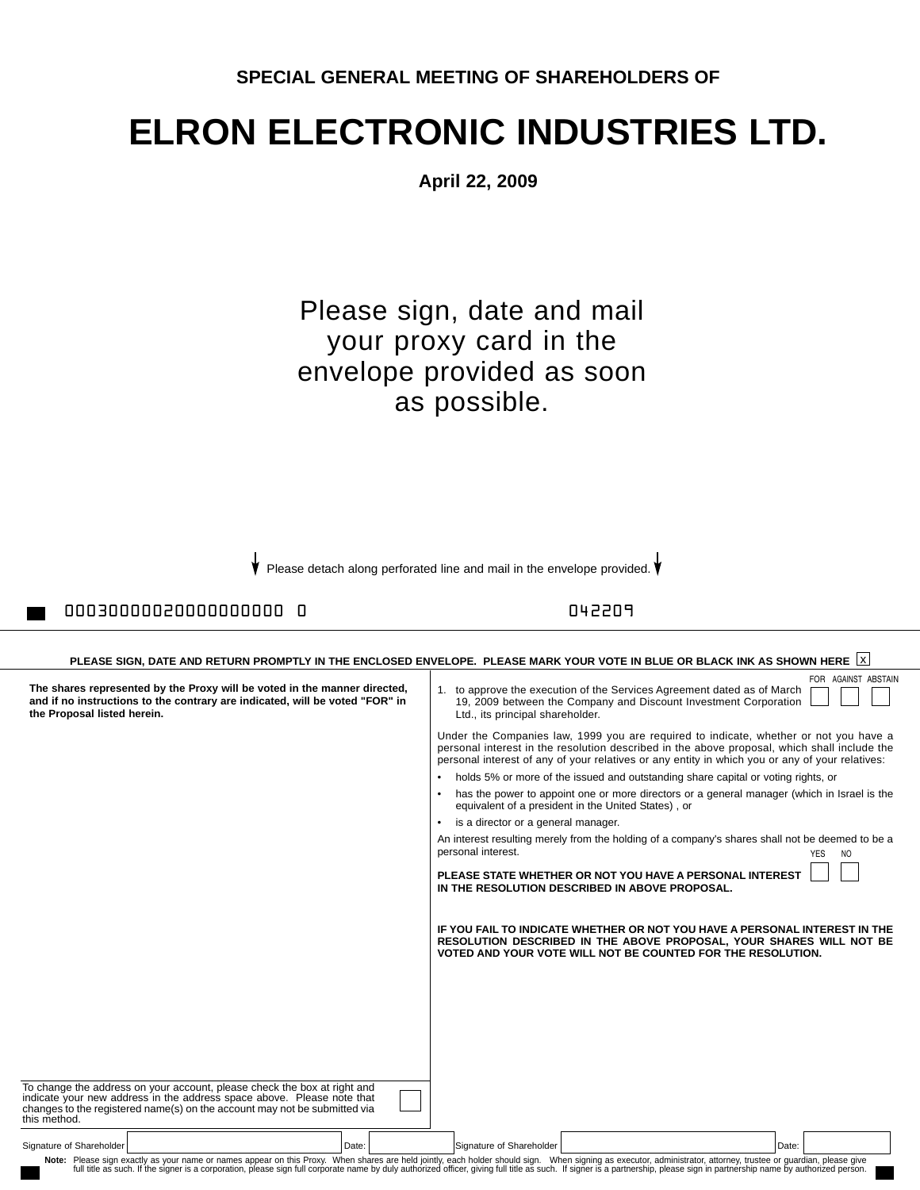**SPECIAL GENERAL MEETING OF SHAREHOLDERS OF**

# ELRON ELECTRONIC INDUSTRIES LTD.

**April 22, 2009**

Please sign, date and mail your proxy card in the envelope provided as soon as possible.

Please detach along perforated line and mail in the envelope provided.

00030000020000000000 0 042209

**PLEASE SIGN, DATE AND RETURN PROMPTLY IN THE ENCLOSED ENVELOPE. PLEASE MARK YOUR VOTE IN BLUE OR BLACK INK AS SHOWN HERE** x

**The shares represented by the Proxy will be voted in the manner directed, and if no instructions to the contrary are indicated, will be voted "FOR" in the Proposal listed herein.**

| | FOR | AGAINST | ABSTAIN |
|---|---|---|---|
| 1. to approve the execution of the Services Agreement dated as of March 19, 2009 between the Company and Discount Investment Corporation Ltd., its principal shareholder. | ☐ | ☐ | ☐ |

Under the Companies law, 1999 you are required to indicate, whether or not you have a personal interest in the resolution described in the above proposal, which shall include the personal interest of any of your relatives or any entity in which you or any of your relatives:

- holds 5% or more of the issued and outstanding share capital or voting rights, or
- has the power to appoint one or more directors or a general manager (which in Israel is the equivalent of a president in the United States) , or
- is a director or a general manager.

An interest resulting merely from the holding of a company's shares shall not be deemed to be a personal interest.

| | YES | NO |
|---|---|---|
| **PLEASE STATE WHETHER OR NOT YOU HAVE A PERSONAL INTEREST IN THE RESOLUTION DESCRIBED IN ABOVE PROPOSAL.** | ☐ | ☐ |

**IF YOU FAIL TO INDICATE WHETHER OR NOT YOU HAVE A PERSONAL INTEREST IN THE RESOLUTION DESCRIBED IN THE ABOVE PROPOSAL, YOUR SHARES WILL NOT BE VOTED AND YOUR VOTE WILL NOT BE COUNTED FOR THE RESOLUTION.**

To change the address on your account, please check the box at right and indicate your new address in the address space above. Please note that changes to the registered name(s) on the account may not be submitted via this method. ☐

Signature of Shareholder ____________ Date: ________ Signature of Shareholder ____________ Date: ________

**Note:** Please sign exactly as your name or names appear on this Proxy. When shares are held jointly, each holder should sign. When signing as executor, administrator, attorney, trustee or guardian, please give full title as such. If the signer is a corporation, please sign full corporate name by duly authorized officer, giving full title as such. If signer is a partnership, please sign in partnership name by authorized person.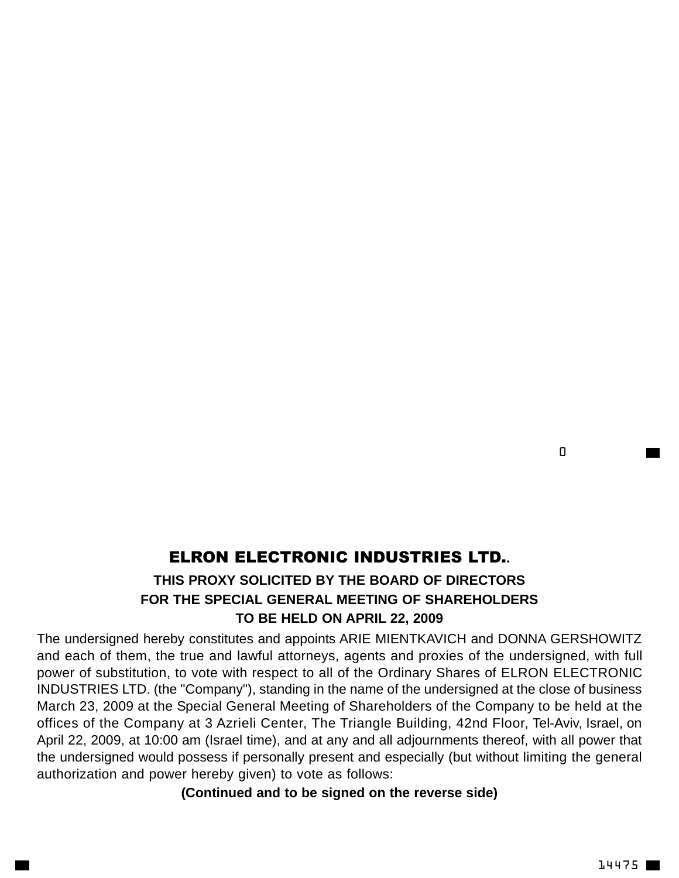# ELRON ELECTRONIC INDUSTRIES LTD..

**THIS PROXY SOLICITED BY THE BOARD OF DIRECTORS**
**FOR THE SPECIAL GENERAL MEETING OF SHAREHOLDERS**
**TO BE HELD ON APRIL 22, 2009**

The undersigned hereby constitutes and appoints ARIE MIENTKAVICH and DONNA GERSHOWITZ and each of them, the true and lawful attorneys, agents and proxies of the undersigned, with full power of substitution, to vote with respect to all of the Ordinary Shares of ELRON ELECTRONIC INDUSTRIES LTD. (the "Company"), standing in the name of the undersigned at the close of business March 23, 2009 at the Special General Meeting of Shareholders of the Company to be held at the offices of the Company at 3 Azrieli Center, The Triangle Building, 42nd Floor, Tel-Aviv, Israel, on April 22, 2009, at 10:00 am (Israel time), and at any and all adjournments thereof, with all power that the undersigned would possess if personally present and especially (but without limiting the general authorization and power hereby given) to vote as follows:

**(Continued and to be signed on the reverse side)**

14475